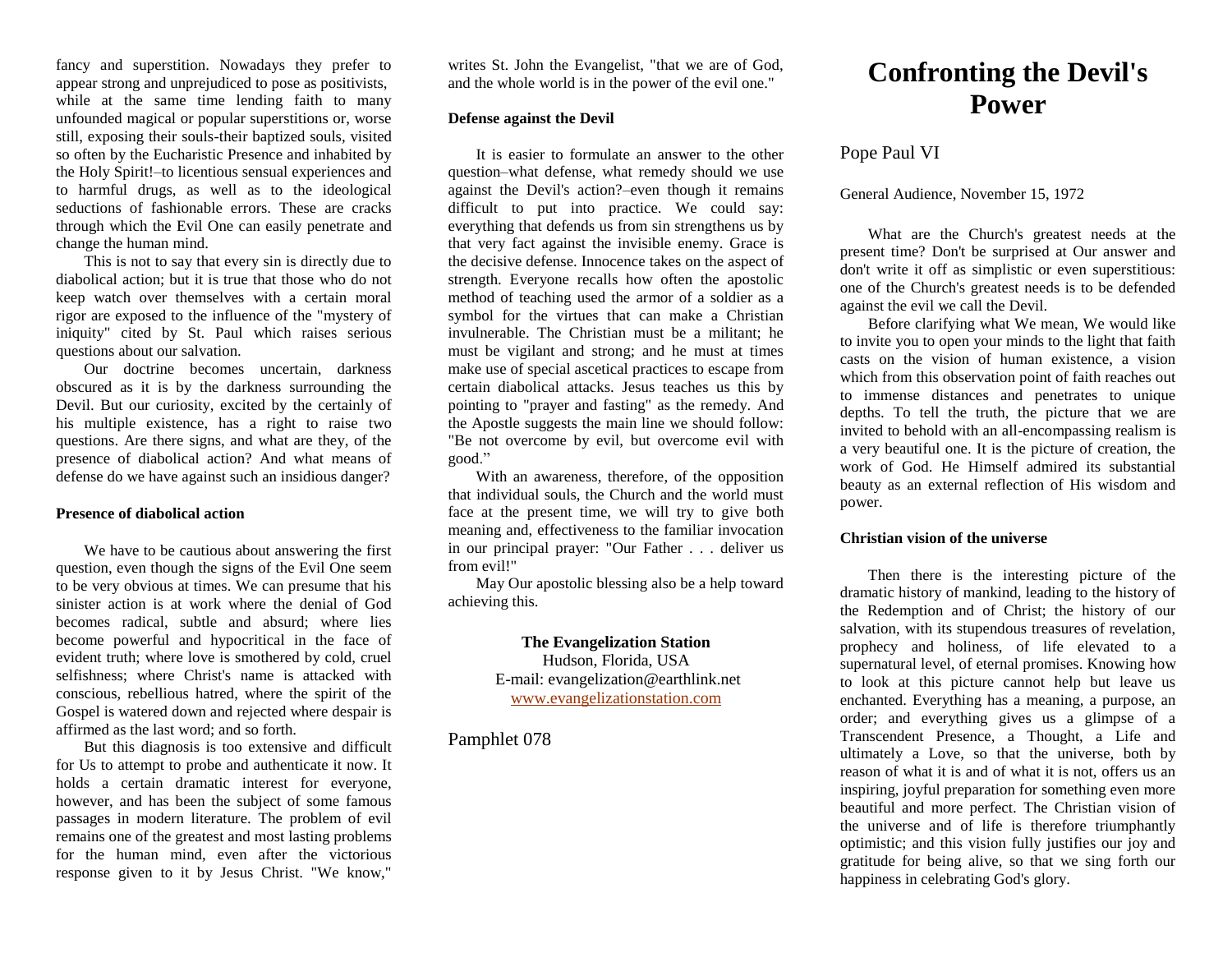fancy and superstition. Nowadays they prefer to appear strong and unprejudiced to pose as positivists, while at the same time lending faith to many unfounded magical or popular superstitions or, worse still, exposing their souls-their baptized souls, visited so often by the Eucharistic Presence and inhabited by the Holy Spirit!–to licentious sensual experiences and to harmful drugs, as well as to the ideological seductions of fashionable errors. These are cracks through which the Evil One can easily penetrate and change the human mind.

This is not to say that every sin is directly due to diabolical action; but it is true that those who do not keep watch over themselves with a certain moral rigor are exposed to the influence of the "mystery of iniquity" cited by St. Paul which raises serious questions about our salvation.

Our doctrine becomes uncertain, darkness obscured as it is by the darkness surrounding the Devil. But our curiosity, excited by the certainly of his multiple existence, has a right to raise two questions. Are there signs, and what are they, of the presence of diabolical action? And what means of defense do we have against such an insidious danger?

**Presence of diabolical action**

We have to be cautious about answering the first question, even though the signs of the Evil One seem to be very obvious at times. We can presume that his sinister action is at work where the denial of God becomes radical, subtle and absurd; where lies become powerful and hypocritical in the face of evident truth; where love is smothered by cold, cruel selfishness; where Christ's name is attacked with conscious, rebellious hatred, where the spirit of the Gospel is watered down and rejected where despair is affirmed as the last word; and so forth.

But this diagnosis is too extensive and difficult for Us to attempt to probe and authenticate it now. It holds a certain dramatic interest for everyone, however, and has been the subject of some famous passages in modern literature. The problem of evil remains one of the greatest and most lasting problems for the human mind, even after the victorious response given to it by Jesus Christ. "We know," writes St. John the Evangelist, "that we are of God, and the whole world is in the power of the evil one."

**Defense against the Devil**

It is easier to formulate an answer to the other question–what defense, what remedy should we use against the Devil's action?–even though it remains difficult to put into practice. We could say: everything that defends us from sin strengthens us by that very fact against the invisible enemy. Grace is the decisive defense. Innocence takes on the aspect of strength. Everyone recalls how often the apostolic method of teaching used the armor of a soldier as a symbol for the virtues that can make a Christian invulnerable. The Christian must be a militant; he must be vigilant and strong; and he must at times make use of special ascetical practices to escape from certain diabolical attacks. Jesus teaches us this by pointing to "prayer and fasting" as the remedy. And the Apostle suggests the main line we should follow: "Be not overcome by evil, but overcome evil with good."

With an awareness, therefore, of the opposition that individual souls, the Church and the world must face at the present time, we will try to give both meaning and, effectiveness to the familiar invocation in our principal prayer: "Our Father . . . deliver us from evil!"

May Our apostolic blessing also be a help toward achieving this.

**The Evangelization Station**
Hudson, Florida, USA
E-mail: evangelization@earthlink.net
www.evangelizationstation.com

Pamphlet 078

# Confronting the Devil's Power

Pope Paul VI

General Audience, November 15, 1972

What are the Church's greatest needs at the present time? Don't be surprised at Our answer and don't write it off as simplistic or even superstitious: one of the Church's greatest needs is to be defended against the evil we call the Devil.

Before clarifying what We mean, We would like to invite you to open your minds to the light that faith casts on the vision of human existence, a vision which from this observation point of faith reaches out to immense distances and penetrates to unique depths. To tell the truth, the picture that we are invited to behold with an all-encompassing realism is a very beautiful one. It is the picture of creation, the work of God. He Himself admired its substantial beauty as an external reflection of His wisdom and power.

**Christian vision of the universe**

Then there is the interesting picture of the dramatic history of mankind, leading to the history of the Redemption and of Christ; the history of our salvation, with its stupendous treasures of revelation, prophecy and holiness, of life elevated to a supernatural level, of eternal promises. Knowing how to look at this picture cannot help but leave us enchanted. Everything has a meaning, a purpose, an order; and everything gives us a glimpse of a Transcendent Presence, a Thought, a Life and ultimately a Love, so that the universe, both by reason of what it is and of what it is not, offers us an inspiring, joyful preparation for something even more beautiful and more perfect. The Christian vision of the universe and of life is therefore triumphantly optimistic; and this vision fully justifies our joy and gratitude for being alive, so that we sing forth our happiness in celebrating God's glory.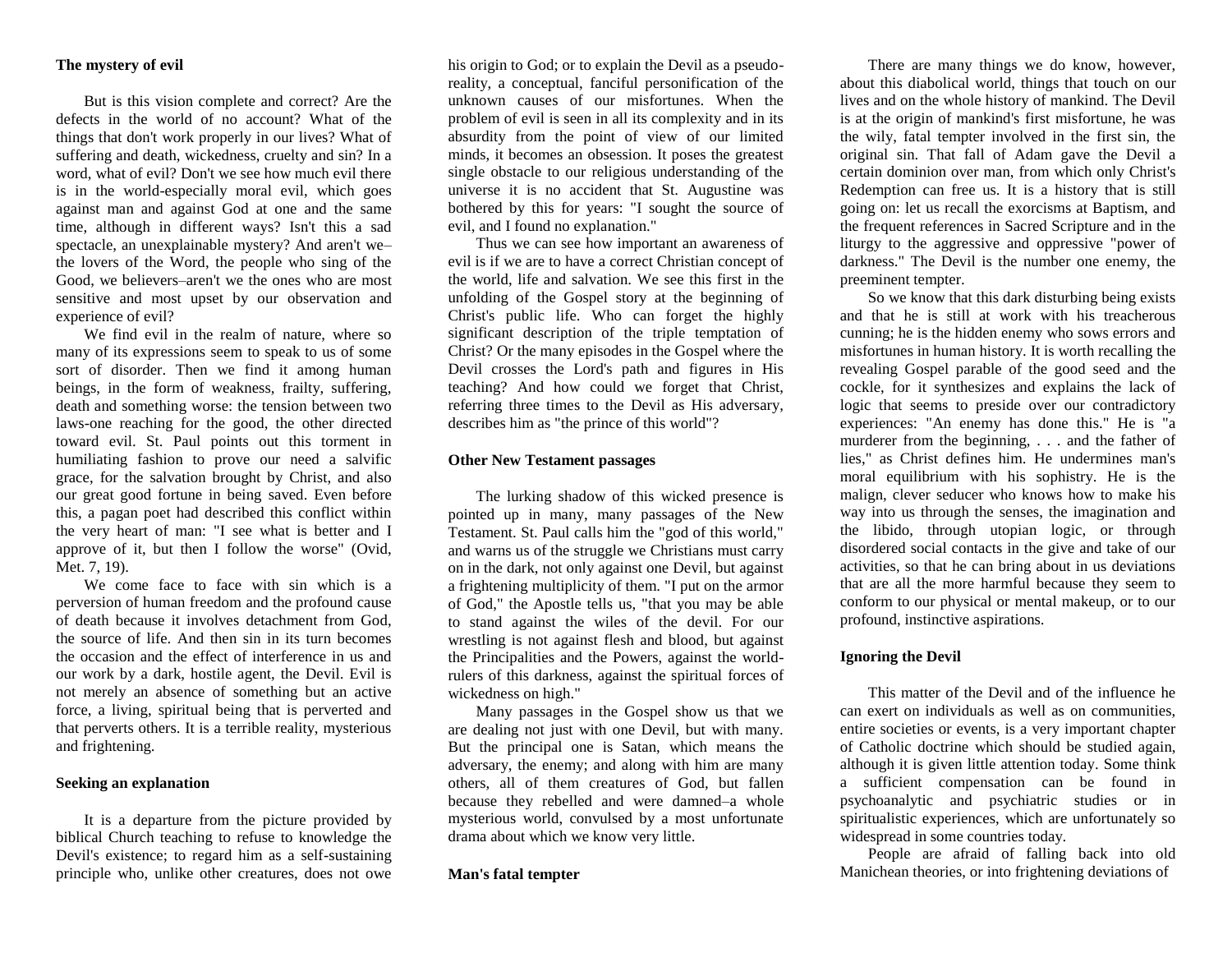### The mystery of evil

But is this vision complete and correct? Are the defects in the world of no account? What of the things that don't work properly in our lives? What of suffering and death, wickedness, cruelty and sin? In a word, what of evil? Don't we see how much evil there is in the world-especially moral evil, which goes against man and against God at one and the same time, although in different ways? Isn't this a sad spectacle, an unexplainable mystery? And aren't we– the lovers of the Word, the people who sing of the Good, we believers–aren't we the ones who are most sensitive and most upset by our observation and experience of evil?

We find evil in the realm of nature, where so many of its expressions seem to speak to us of some sort of disorder. Then we find it among human beings, in the form of weakness, frailty, suffering, death and something worse: the tension between two laws-one reaching for the good, the other directed toward evil. St. Paul points out this torment in humiliating fashion to prove our need a salvific grace, for the salvation brought by Christ, and also our great good fortune in being saved. Even before this, a pagan poet had described this conflict within the very heart of man: "I see what is better and I approve of it, but then I follow the worse" (Ovid, Met. 7, 19).

We come face to face with sin which is a perversion of human freedom and the profound cause of death because it involves detachment from God, the source of life. And then sin in its turn becomes the occasion and the effect of interference in us and our work by a dark, hostile agent, the Devil. Evil is not merely an absence of something but an active force, a living, spiritual being that is perverted and that perverts others. It is a terrible reality, mysterious and frightening.

### Seeking an explanation

It is a departure from the picture provided by biblical Church teaching to refuse to knowledge the Devil's existence; to regard him as a self-sustaining principle who, unlike other creatures, does not owe his origin to God; or to explain the Devil as a pseudo-reality, a conceptual, fanciful personification of the unknown causes of our misfortunes. When the problem of evil is seen in all its complexity and in its absurdity from the point of view of our limited minds, it becomes an obsession. It poses the greatest single obstacle to our religious understanding of the universe it is no accident that St. Augustine was bothered by this for years: "I sought the source of evil, and I found no explanation."

Thus we can see how important an awareness of evil is if we are to have a correct Christian concept of the world, life and salvation. We see this first in the unfolding of the Gospel story at the beginning of Christ's public life. Who can forget the highly significant description of the triple temptation of Christ? Or the many episodes in the Gospel where the Devil crosses the Lord's path and figures in His teaching? And how could we forget that Christ, referring three times to the Devil as His adversary, describes him as "the prince of this world"?

### Other New Testament passages

The lurking shadow of this wicked presence is pointed up in many, many passages of the New Testament. St. Paul calls him the "god of this world," and warns us of the struggle we Christians must carry on in the dark, not only against one Devil, but against a frightening multiplicity of them. "I put on the armor of God," the Apostle tells us, "that you may be able to stand against the wiles of the devil. For our wrestling is not against flesh and blood, but against the Principalities and the Powers, against the world-rulers of this darkness, against the spiritual forces of wickedness on high."

Many passages in the Gospel show us that we are dealing not just with one Devil, but with many. But the principal one is Satan, which means the adversary, the enemy; and along with him are many others, all of them creatures of God, but fallen because they rebelled and were damned–a whole mysterious world, convulsed by a most unfortunate drama about which we know very little.

### Man's fatal tempter

There are many things we do know, however, about this diabolical world, things that touch on our lives and on the whole history of mankind. The Devil is at the origin of mankind's first misfortune, he was the wily, fatal tempter involved in the first sin, the original sin. That fall of Adam gave the Devil a certain dominion over man, from which only Christ's Redemption can free us. It is a history that is still going on: let us recall the exorcisms at Baptism, and the frequent references in Sacred Scripture and in the liturgy to the aggressive and oppressive "power of darkness." The Devil is the number one enemy, the preeminent tempter.

So we know that this dark disturbing being exists and that he is still at work with his treacherous cunning; he is the hidden enemy who sows errors and misfortunes in human history. It is worth recalling the revealing Gospel parable of the good seed and the cockle, for it synthesizes and explains the lack of logic that seems to preside over our contradictory experiences: "An enemy has done this." He is "a murderer from the beginning, . . . and the father of lies," as Christ defines him. He undermines man's moral equilibrium with his sophistry. He is the malign, clever seducer who knows how to make his way into us through the senses, the imagination and the libido, through utopian logic, or through disordered social contacts in the give and take of our activities, so that he can bring about in us deviations that are all the more harmful because they seem to conform to our physical or mental makeup, or to our profound, instinctive aspirations.

### Ignoring the Devil

This matter of the Devil and of the influence he can exert on individuals as well as on communities, entire societies or events, is a very important chapter of Catholic doctrine which should be studied again, although it is given little attention today. Some think a sufficient compensation can be found in psychoanalytic and psychiatric studies or in spiritualistic experiences, which are unfortunately so widespread in some countries today.

People are afraid of falling back into old Manichean theories, or into frightening deviations of